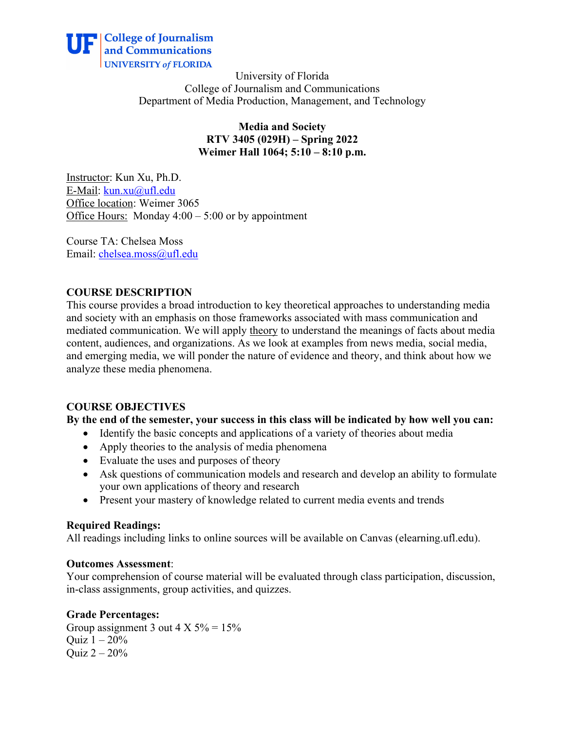University of Florida
College of Journalism and Communications
Department of Media Production, Management, and Technology

**Media and Society**
**RTV 3405 (029H) – Spring 2022**
**Weimer Hall 1064; 5:10 – 8:10 p.m.**

Instructor: Kun Xu, Ph.D.
E-Mail: kun.xu@ufl.edu
Office location: Weimer 3065
Office Hours: Monday 4:00 – 5:00 or by appointment

Course TA: Chelsea Moss
Email: chelsea.moss@ufl.edu

## COURSE DESCRIPTION

This course provides a broad introduction to key theoretical approaches to understanding media and society with an emphasis on those frameworks associated with mass communication and mediated communication. We will apply theory to understand the meanings of facts about media content, audiences, and organizations. As we look at examples from news media, social media, and emerging media, we will ponder the nature of evidence and theory, and think about how we analyze these media phenomena.

## COURSE OBJECTIVES

**By the end of the semester, your success in this class will be indicated by how well you can:**

- Identify the basic concepts and applications of a variety of theories about media
- Apply theories to the analysis of media phenomena
- Evaluate the uses and purposes of theory
- Ask questions of communication models and research and develop an ability to formulate your own applications of theory and research
- Present your mastery of knowledge related to current media events and trends

**Required Readings:**
All readings including links to online sources will be available on Canvas (elearning.ufl.edu).

**Outcomes Assessment**:
Your comprehension of course material will be evaluated through class participation, discussion, in-class assignments, group activities, and quizzes.

**Grade Percentages:**
Group assignment 3 out 4 X 5% = 15%
Quiz 1 – 20%
Quiz 2 – 20%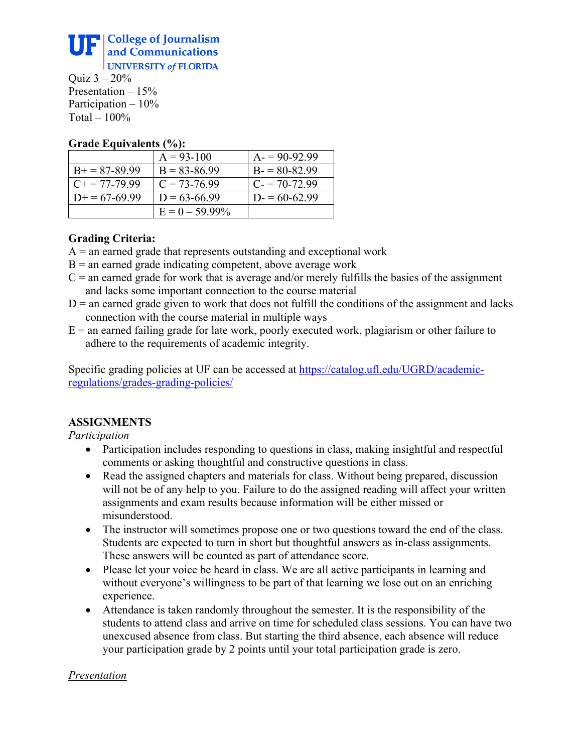Quiz 3 – 20%
Presentation – 15%
Participation – 10%
Total – 100%

**Grade Equivalents (%):**

| | | |
|---|---|---|
| | A = 93-100 | A- = 90-92.99 |
| B+ = 87-89.99 | B = 83-86.99 | B- = 80-82.99 |
| C+ = 77-79.99 | C = 73-76.99 | C- = 70-72.99 |
| D+ = 67-69.99 | D = 63-66.99 | D- = 60-62.99 |
| | E = 0 – 59.99% | |

**Grading Criteria:**

A = an earned grade that represents outstanding and exceptional work
B = an earned grade indicating competent, above average work
C = an earned grade for work that is average and/or merely fulfills the basics of the assignment and lacks some important connection to the course material
D = an earned grade given to work that does not fulfill the conditions of the assignment and lacks connection with the course material in multiple ways
E = an earned failing grade for late work, poorly executed work, plagiarism or other failure to adhere to the requirements of academic integrity.

Specific grading policies at UF can be accessed at https://catalog.ufl.edu/UGRD/academic-regulations/grades-grading-policies/

## ASSIGNMENTS

*Participation*

- Participation includes responding to questions in class, making insightful and respectful comments or asking thoughtful and constructive questions in class.
- Read the assigned chapters and materials for class. Without being prepared, discussion will not be of any help to you. Failure to do the assigned reading will affect your written assignments and exam results because information will be either missed or misunderstood.
- The instructor will sometimes propose one or two questions toward the end of the class. Students are expected to turn in short but thoughtful answers as in-class assignments. These answers will be counted as part of attendance score.
- Please let your voice be heard in class. We are all active participants in learning and without everyone's willingness to be part of that learning we lose out on an enriching experience.
- Attendance is taken randomly throughout the semester. It is the responsibility of the students to attend class and arrive on time for scheduled class sessions. You can have two unexcused absence from class. But starting the third absence, each absence will reduce your participation grade by 2 points until your total participation grade is zero.

*Presentation*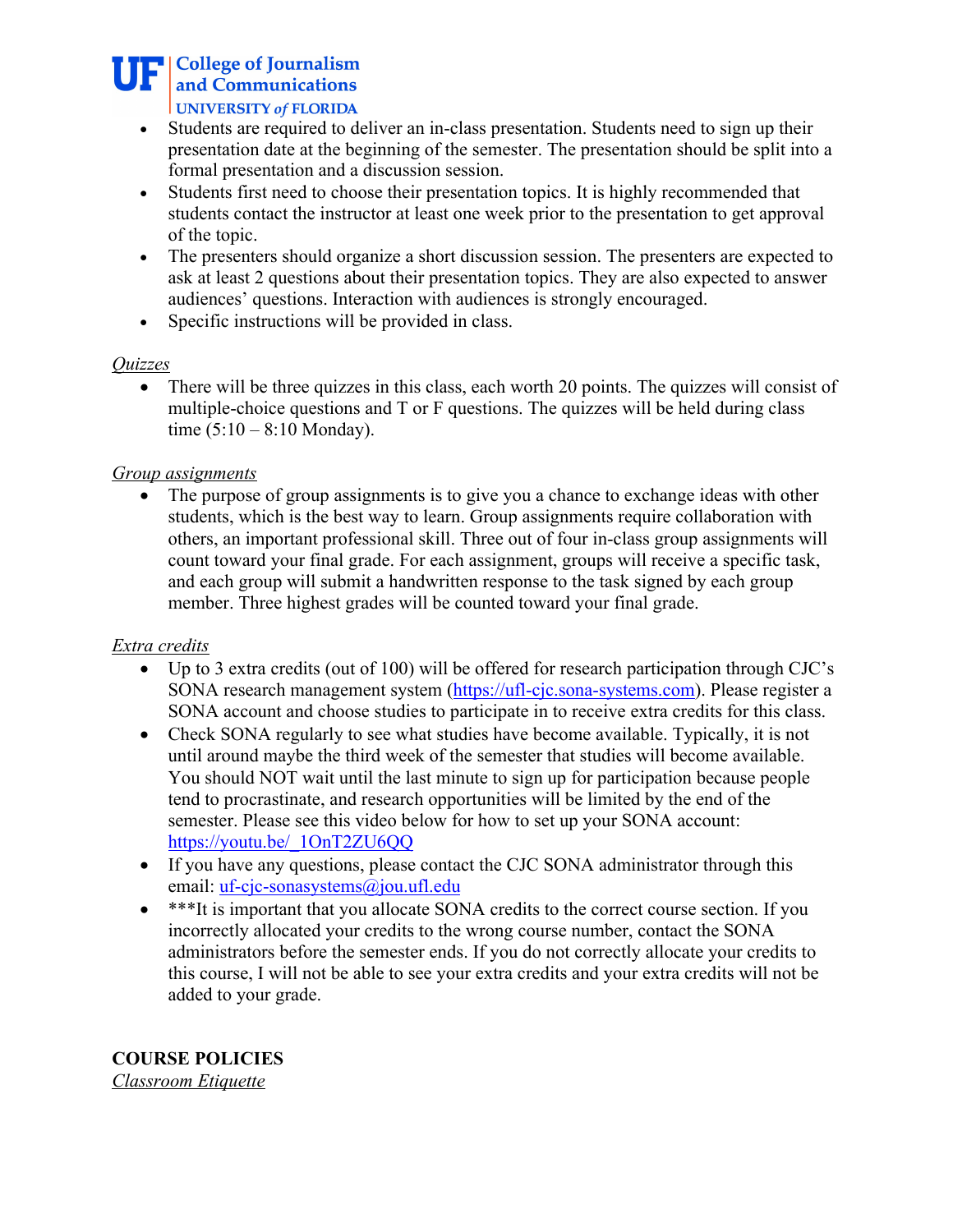- Students are required to deliver an in-class presentation. Students need to sign up their presentation date at the beginning of the semester. The presentation should be split into a formal presentation and a discussion session.
- Students first need to choose their presentation topics. It is highly recommended that students contact the instructor at least one week prior to the presentation to get approval of the topic.
- The presenters should organize a short discussion session. The presenters are expected to ask at least 2 questions about their presentation topics. They are also expected to answer audiences' questions. Interaction with audiences is strongly encouraged.
- Specific instructions will be provided in class.

*Quizzes*

- There will be three quizzes in this class, each worth 20 points. The quizzes will consist of multiple-choice questions and T or F questions. The quizzes will be held during class time (5:10 – 8:10 Monday).

*Group assignments*

- The purpose of group assignments is to give you a chance to exchange ideas with other students, which is the best way to learn. Group assignments require collaboration with others, an important professional skill. Three out of four in-class group assignments will count toward your final grade. For each assignment, groups will receive a specific task, and each group will submit a handwritten response to the task signed by each group member. Three highest grades will be counted toward your final grade.

*Extra credits*

- Up to 3 extra credits (out of 100) will be offered for research participation through CJC's SONA research management system (https://ufl-cjc.sona-systems.com). Please register a SONA account and choose studies to participate in to receive extra credits for this class.
- Check SONA regularly to see what studies have become available. Typically, it is not until around maybe the third week of the semester that studies will become available. You should NOT wait until the last minute to sign up for participation because people tend to procrastinate, and research opportunities will be limited by the end of the semester. Please see this video below for how to set up your SONA account: https://youtu.be/_1OnT2ZU6QQ
- If you have any questions, please contact the CJC SONA administrator through this email: uf-cjc-sonasystems@jou.ufl.edu
- ***It is important that you allocate SONA credits to the correct course section. If you incorrectly allocated your credits to the wrong course number, contact the SONA administrators before the semester ends. If you do not correctly allocate your credits to this course, I will not be able to see your extra credits and your extra credits will not be added to your grade.

**COURSE POLICIES**

*Classroom Etiquette*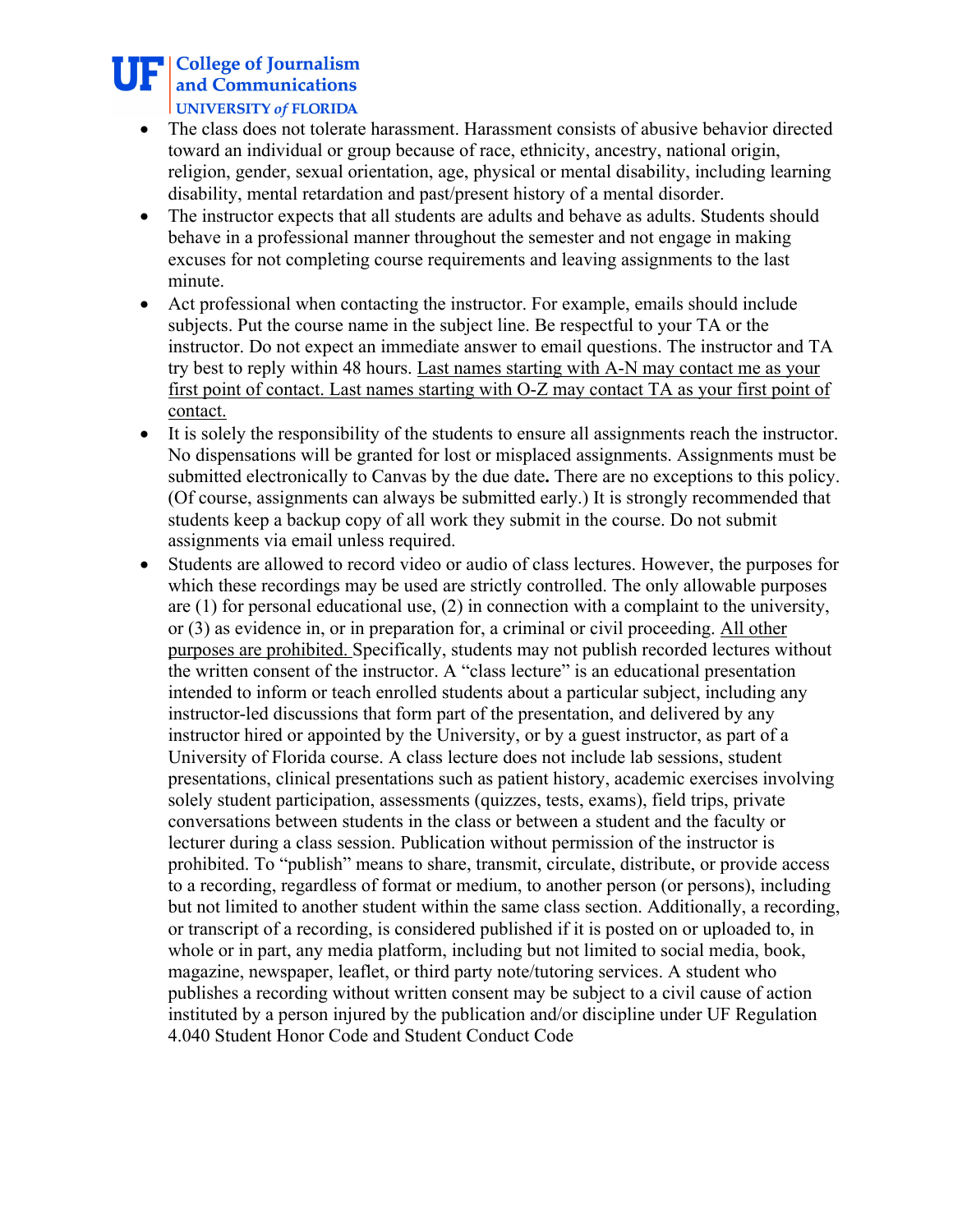- The class does not tolerate harassment. Harassment consists of abusive behavior directed toward an individual or group because of race, ethnicity, ancestry, national origin, religion, gender, sexual orientation, age, physical or mental disability, including learning disability, mental retardation and past/present history of a mental disorder.
- The instructor expects that all students are adults and behave as adults. Students should behave in a professional manner throughout the semester and not engage in making excuses for not completing course requirements and leaving assignments to the last minute.
- Act professional when contacting the instructor. For example, emails should include subjects. Put the course name in the subject line. Be respectful to your TA or the instructor. Do not expect an immediate answer to email questions. The instructor and TA try best to reply within 48 hours. <u>Last names starting with A-N may contact me as your first point of contact. Last names starting with O-Z may contact TA as your first point of contact.</u>
- It is solely the responsibility of the students to ensure all assignments reach the instructor. No dispensations will be granted for lost or misplaced assignments. Assignments must be submitted electronically to Canvas by the due date**.** There are no exceptions to this policy. (Of course, assignments can always be submitted early.) It is strongly recommended that students keep a backup copy of all work they submit in the course. Do not submit assignments via email unless required.
- Students are allowed to record video or audio of class lectures. However, the purposes for which these recordings may be used are strictly controlled. The only allowable purposes are (1) for personal educational use, (2) in connection with a complaint to the university, or (3) as evidence in, or in preparation for, a criminal or civil proceeding. <u>All other purposes are prohibited.</u> Specifically, students may not publish recorded lectures without the written consent of the instructor. A "class lecture" is an educational presentation intended to inform or teach enrolled students about a particular subject, including any instructor-led discussions that form part of the presentation, and delivered by any instructor hired or appointed by the University, or by a guest instructor, as part of a University of Florida course. A class lecture does not include lab sessions, student presentations, clinical presentations such as patient history, academic exercises involving solely student participation, assessments (quizzes, tests, exams), field trips, private conversations between students in the class or between a student and the faculty or lecturer during a class session. Publication without permission of the instructor is prohibited. To "publish" means to share, transmit, circulate, distribute, or provide access to a recording, regardless of format or medium, to another person (or persons), including but not limited to another student within the same class section. Additionally, a recording, or transcript of a recording, is considered published if it is posted on or uploaded to, in whole or in part, any media platform, including but not limited to social media, book, magazine, newspaper, leaflet, or third party note/tutoring services. A student who publishes a recording without written consent may be subject to a civil cause of action instituted by a person injured by the publication and/or discipline under UF Regulation 4.040 Student Honor Code and Student Conduct Code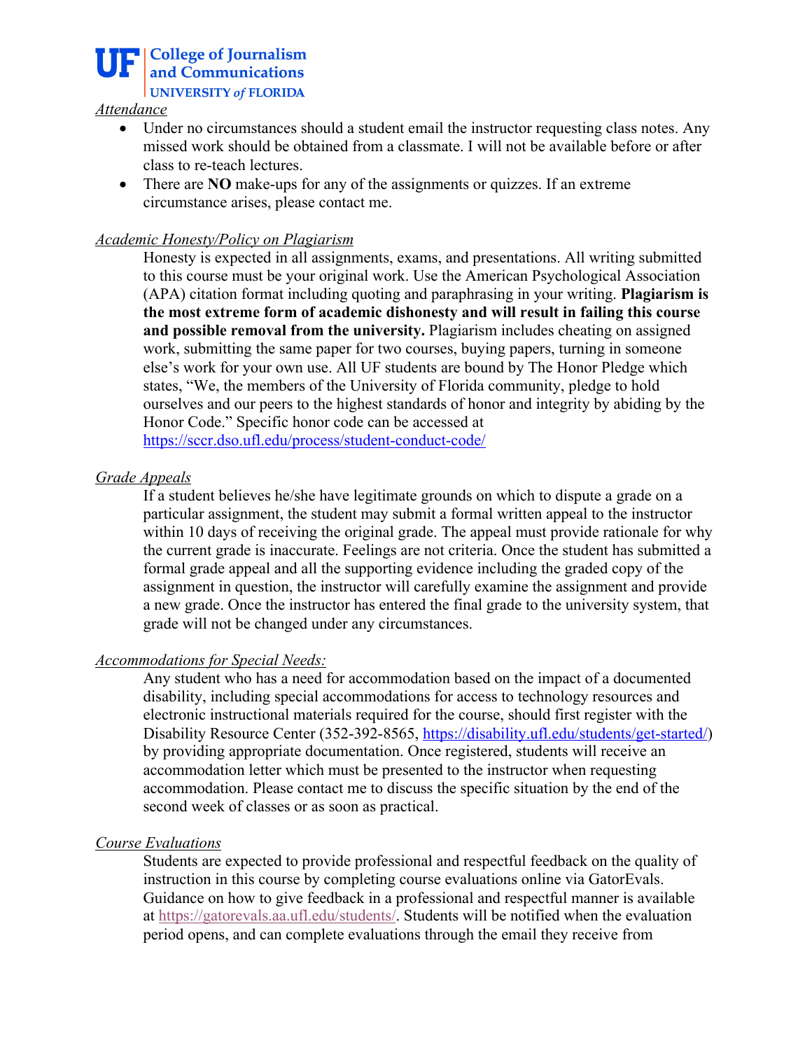*Attendance*

- Under no circumstances should a student email the instructor requesting class notes. Any missed work should be obtained from a classmate. I will not be available before or after class to re-teach lectures.
- There are **NO** make-ups for any of the assignments or quizzes. If an extreme circumstance arises, please contact me.

*Academic Honesty/Policy on Plagiarism*

Honesty is expected in all assignments, exams, and presentations. All writing submitted to this course must be your original work. Use the American Psychological Association (APA) citation format including quoting and paraphrasing in your writing. **Plagiarism is the most extreme form of academic dishonesty and will result in failing this course and possible removal from the university.** Plagiarism includes cheating on assigned work, submitting the same paper for two courses, buying papers, turning in someone else's work for your own use. All UF students are bound by The Honor Pledge which states, "We, the members of the University of Florida community, pledge to hold ourselves and our peers to the highest standards of honor and integrity by abiding by the Honor Code." Specific honor code can be accessed at https://sccr.dso.ufl.edu/process/student-conduct-code/

*Grade Appeals*

If a student believes he/she have legitimate grounds on which to dispute a grade on a particular assignment, the student may submit a formal written appeal to the instructor within 10 days of receiving the original grade. The appeal must provide rationale for why the current grade is inaccurate. Feelings are not criteria. Once the student has submitted a formal grade appeal and all the supporting evidence including the graded copy of the assignment in question, the instructor will carefully examine the assignment and provide a new grade. Once the instructor has entered the final grade to the university system, that grade will not be changed under any circumstances.

*Accommodations for Special Needs:*

Any student who has a need for accommodation based on the impact of a documented disability, including special accommodations for access to technology resources and electronic instructional materials required for the course, should first register with the Disability Resource Center (352-392-8565, https://disability.ufl.edu/students/get-started/) by providing appropriate documentation. Once registered, students will receive an accommodation letter which must be presented to the instructor when requesting accommodation. Please contact me to discuss the specific situation by the end of the second week of classes or as soon as practical.

*Course Evaluations*

Students are expected to provide professional and respectful feedback on the quality of instruction in this course by completing course evaluations online via GatorEvals. Guidance on how to give feedback in a professional and respectful manner is available at https://gatorevals.aa.ufl.edu/students/. Students will be notified when the evaluation period opens, and can complete evaluations through the email they receive from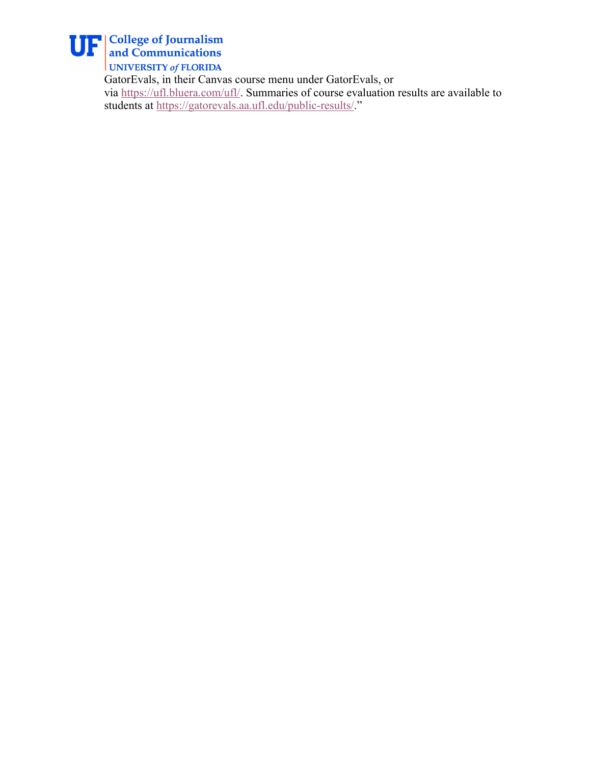GatorEvals, in their Canvas course menu under GatorEvals, or via https://ufl.bluera.com/ufl/. Summaries of course evaluation results are available to students at https://gatorevals.aa.ufl.edu/public-results/."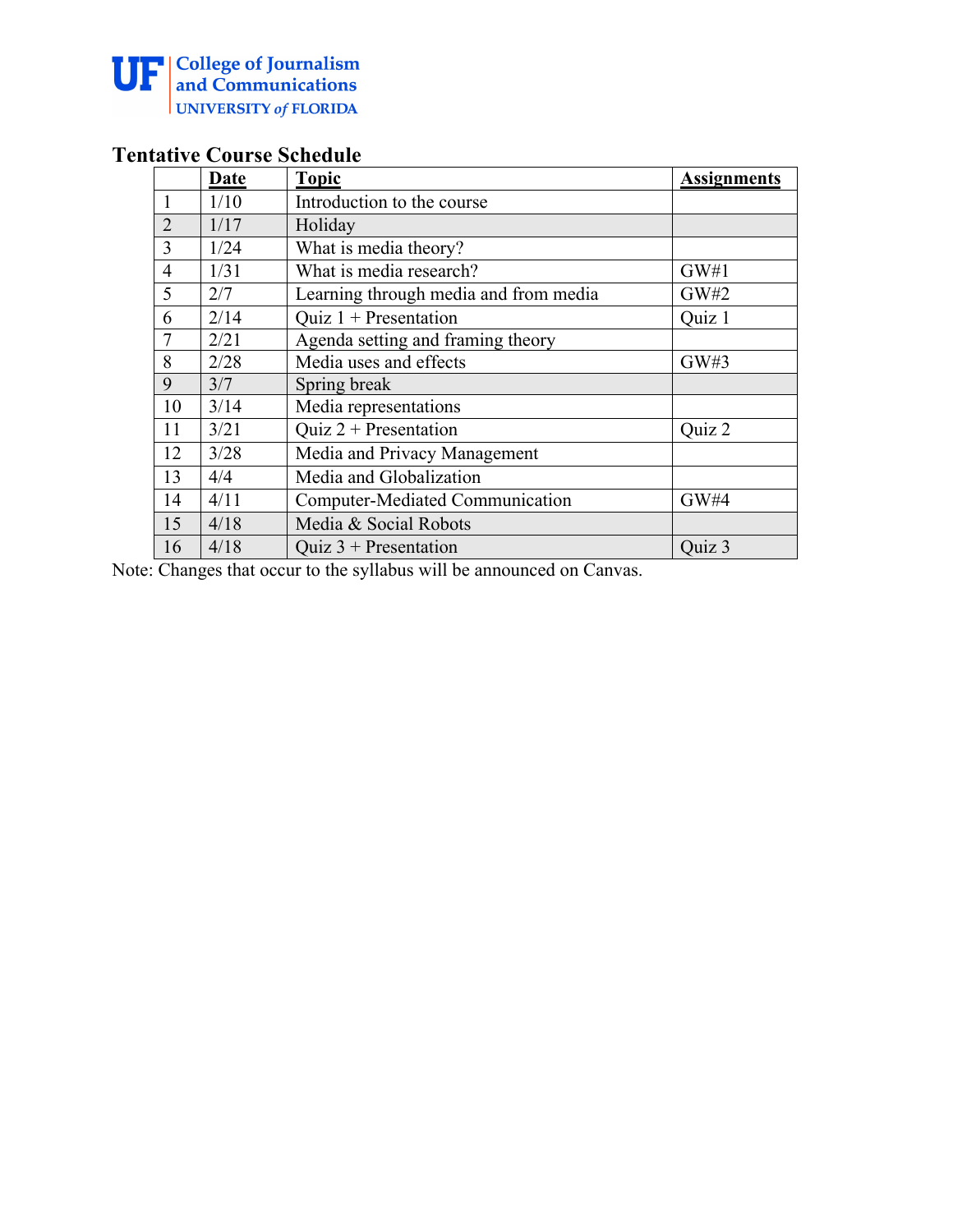UF | College of Journalism and Communications
UNIVERSITY of FLORIDA

## Tentative Course Schedule

| | **Date** | **Topic** | **Assignments** |
|---|---|---|---|
| 1 | 1/10 | Introduction to the course | |
| 2 | 1/17 | Holiday | |
| 3 | 1/24 | What is media theory? | |
| 4 | 1/31 | What is media research? | GW#1 |
| 5 | 2/7 | Learning through media and from media | GW#2 |
| 6 | 2/14 | Quiz 1 + Presentation | Quiz 1 |
| 7 | 2/21 | Agenda setting and framing theory | |
| 8 | 2/28 | Media uses and effects | GW#3 |
| 9 | 3/7 | Spring break | |
| 10 | 3/14 | Media representations | |
| 11 | 3/21 | Quiz 2 + Presentation | Quiz 2 |
| 12 | 3/28 | Media and Privacy Management | |
| 13 | 4/4 | Media and Globalization | |
| 14 | 4/11 | Computer-Mediated Communication | GW#4 |
| 15 | 4/18 | Media & Social Robots | |
| 16 | 4/18 | Quiz 3 + Presentation | Quiz 3 |

Note: Changes that occur to the syllabus will be announced on Canvas.